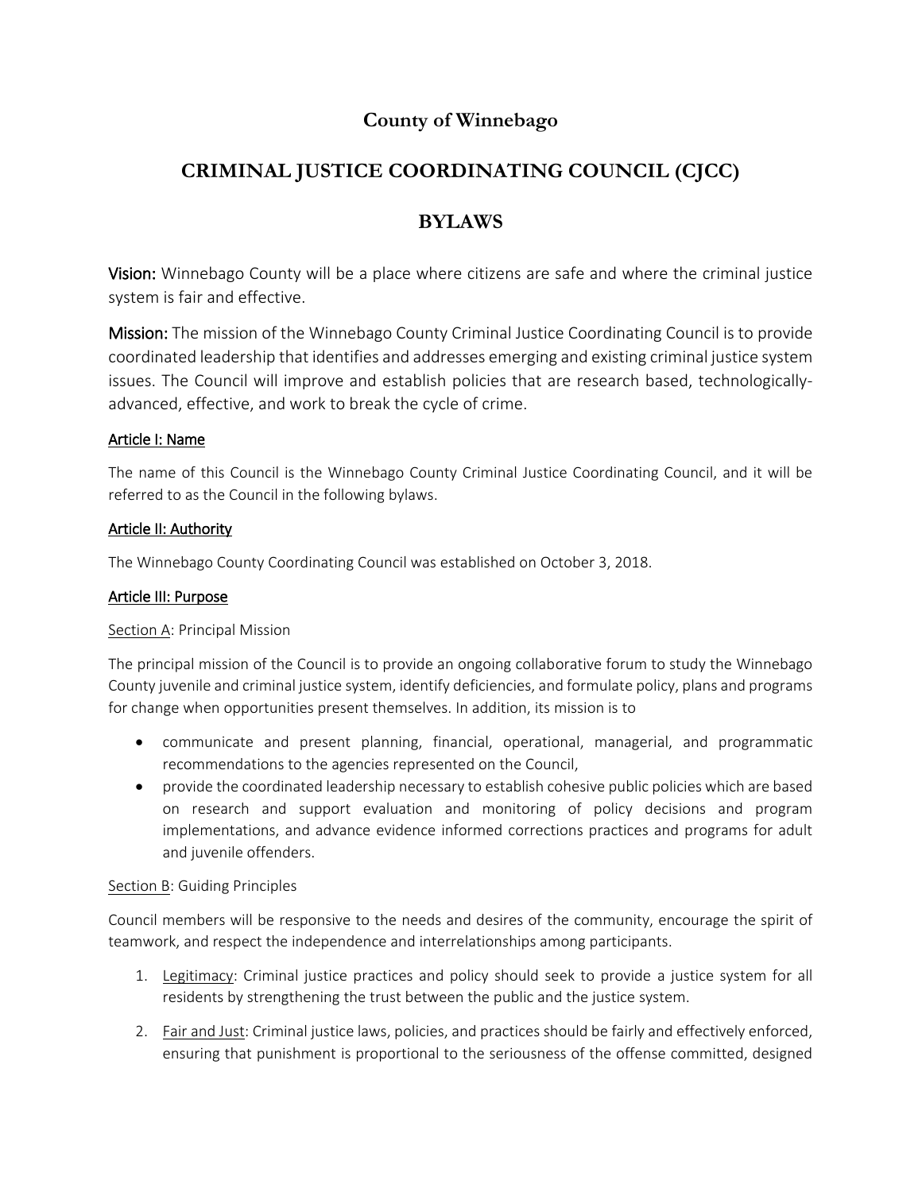# County of Winnebago

# CRIMINAL JUSTICE COORDINATING COUNCIL (CJCC)

# BYLAWS

**Vision:** Winnebago County will be a place where citizens are safe and where the criminal justice system is fair and effective.

**Mission:** The mission of the Winnebago County Criminal Justice Coordinating Council is to provide coordinated leadership that identifies and addresses emerging and existing criminal justice system issues. The Council will improve and establish policies that are research based, technologically-advanced, effective, and work to break the cycle of crime.

## Article I: Name

The name of this Council is the Winnebago County Criminal Justice Coordinating Council, and it will be referred to as the Council in the following bylaws.

## Article II: Authority

The Winnebago County Coordinating Council was established on October 3, 2018.

## Article III: Purpose

### Section A: Principal Mission

The principal mission of the Council is to provide an ongoing collaborative forum to study the Winnebago County juvenile and criminal justice system, identify deficiencies, and formulate policy, plans and programs for change when opportunities present themselves. In addition, its mission is to

- communicate and present planning, financial, operational, managerial, and programmatic recommendations to the agencies represented on the Council,
- provide the coordinated leadership necessary to establish cohesive public policies which are based on research and support evaluation and monitoring of policy decisions and program implementations, and advance evidence informed corrections practices and programs for adult and juvenile offenders.

### Section B: Guiding Principles

Council members will be responsive to the needs and desires of the community, encourage the spirit of teamwork, and respect the independence and interrelationships among participants.

1. Legitimacy: Criminal justice practices and policy should seek to provide a justice system for all residents by strengthening the trust between the public and the justice system.
2. Fair and Just: Criminal justice laws, policies, and practices should be fairly and effectively enforced, ensuring that punishment is proportional to the seriousness of the offense committed, designed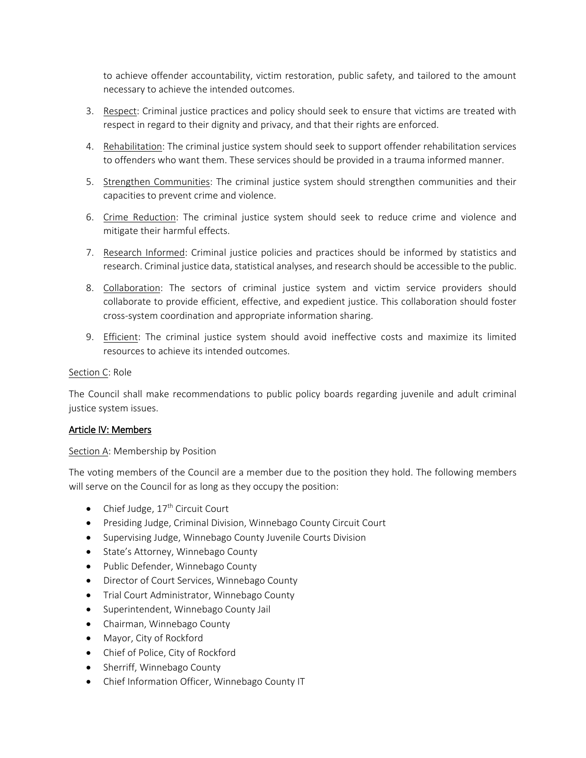to achieve offender accountability, victim restoration, public safety, and tailored to the amount necessary to achieve the intended outcomes.

3. Respect: Criminal justice practices and policy should seek to ensure that victims are treated with respect in regard to their dignity and privacy, and that their rights are enforced.

4. Rehabilitation: The criminal justice system should seek to support offender rehabilitation services to offenders who want them. These services should be provided in a trauma informed manner.

5. Strengthen Communities: The criminal justice system should strengthen communities and their capacities to prevent crime and violence.

6. Crime Reduction: The criminal justice system should seek to reduce crime and violence and mitigate their harmful effects.

7. Research Informed: Criminal justice policies and practices should be informed by statistics and research. Criminal justice data, statistical analyses, and research should be accessible to the public.

8. Collaboration: The sectors of criminal justice system and victim service providers should collaborate to provide efficient, effective, and expedient justice. This collaboration should foster cross-system coordination and appropriate information sharing.

9. Efficient: The criminal justice system should avoid ineffective costs and maximize its limited resources to achieve its intended outcomes.

Section C: Role

The Council shall make recommendations to public policy boards regarding juvenile and adult criminal justice system issues.

## Article IV: Members

Section A: Membership by Position

The voting members of the Council are a member due to the position they hold. The following members will serve on the Council for as long as they occupy the position:

- Chief Judge, 17th Circuit Court
- Presiding Judge, Criminal Division, Winnebago County Circuit Court
- Supervising Judge, Winnebago County Juvenile Courts Division
- State's Attorney, Winnebago County
- Public Defender, Winnebago County
- Director of Court Services, Winnebago County
- Trial Court Administrator, Winnebago County
- Superintendent, Winnebago County Jail
- Chairman, Winnebago County
- Mayor, City of Rockford
- Chief of Police, City of Rockford
- Sherriff, Winnebago County
- Chief Information Officer, Winnebago County IT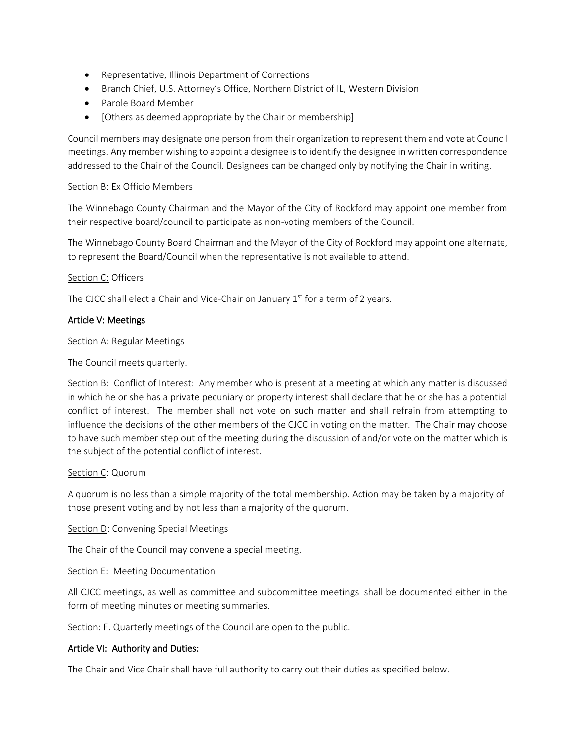- Representative, Illinois Department of Corrections
- Branch Chief, U.S. Attorney's Office, Northern District of IL, Western Division
- Parole Board Member
- [Others as deemed appropriate by the Chair or membership]

Council members may designate one person from their organization to represent them and vote at Council meetings. Any member wishing to appoint a designee is to identify the designee in written correspondence addressed to the Chair of the Council. Designees can be changed only by notifying the Chair in writing.

Section B: Ex Officio Members

The Winnebago County Chairman and the Mayor of the City of Rockford may appoint one member from their respective board/council to participate as non-voting members of the Council.

The Winnebago County Board Chairman and the Mayor of the City of Rockford may appoint one alternate, to represent the Board/Council when the representative is not available to attend.

Section C: Officers

The CJCC shall elect a Chair and Vice-Chair on January 1st for a term of 2 years.

## Article V: Meetings

Section A: Regular Meetings

The Council meets quarterly.

Section B: Conflict of Interest: Any member who is present at a meeting at which any matter is discussed in which he or she has a private pecuniary or property interest shall declare that he or she has a potential conflict of interest. The member shall not vote on such matter and shall refrain from attempting to influence the decisions of the other members of the CJCC in voting on the matter. The Chair may choose to have such member step out of the meeting during the discussion of and/or vote on the matter which is the subject of the potential conflict of interest.

Section C: Quorum

A quorum is no less than a simple majority of the total membership. Action may be taken by a majority of those present voting and by not less than a majority of the quorum.

Section D: Convening Special Meetings

The Chair of the Council may convene a special meeting.

Section E: Meeting Documentation

All CJCC meetings, as well as committee and subcommittee meetings, shall be documented either in the form of meeting minutes or meeting summaries.

Section: F. Quarterly meetings of the Council are open to the public.

## Article VI: Authority and Duties:

The Chair and Vice Chair shall have full authority to carry out their duties as specified below.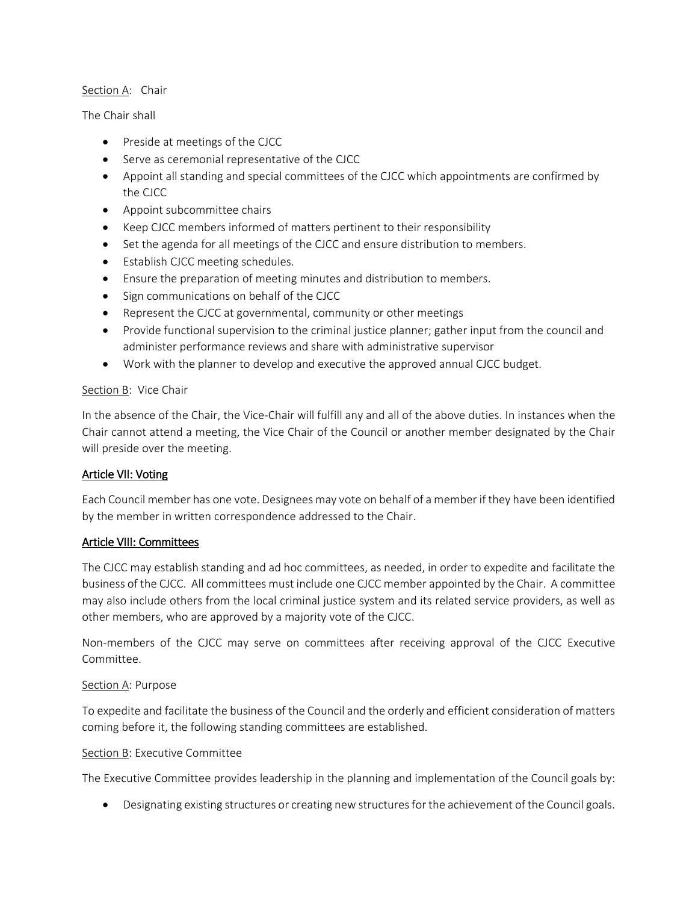Section A: Chair

The Chair shall

- Preside at meetings of the CJCC
- Serve as ceremonial representative of the CJCC
- Appoint all standing and special committees of the CJCC which appointments are confirmed by the CJCC
- Appoint subcommittee chairs
- Keep CJCC members informed of matters pertinent to their responsibility
- Set the agenda for all meetings of the CJCC and ensure distribution to members.
- Establish CJCC meeting schedules.
- Ensure the preparation of meeting minutes and distribution to members.
- Sign communications on behalf of the CJCC
- Represent the CJCC at governmental, community or other meetings
- Provide functional supervision to the criminal justice planner; gather input from the council and administer performance reviews and share with administrative supervisor
- Work with the planner to develop and executive the approved annual CJCC budget.

Section B: Vice Chair

In the absence of the Chair, the Vice-Chair will fulfill any and all of the above duties. In instances when the Chair cannot attend a meeting, the Vice Chair of the Council or another member designated by the Chair will preside over the meeting.

## Article VII: Voting

Each Council member has one vote. Designees may vote on behalf of a member if they have been identified by the member in written correspondence addressed to the Chair.

## Article VIII: Committees

The CJCC may establish standing and ad hoc committees, as needed, in order to expedite and facilitate the business of the CJCC. All committees must include one CJCC member appointed by the Chair. A committee may also include others from the local criminal justice system and its related service providers, as well as other members, who are approved by a majority vote of the CJCC.

Non-members of the CJCC may serve on committees after receiving approval of the CJCC Executive Committee.

Section A: Purpose

To expedite and facilitate the business of the Council and the orderly and efficient consideration of matters coming before it, the following standing committees are established.

Section B: Executive Committee

The Executive Committee provides leadership in the planning and implementation of the Council goals by:

- Designating existing structures or creating new structures for the achievement of the Council goals.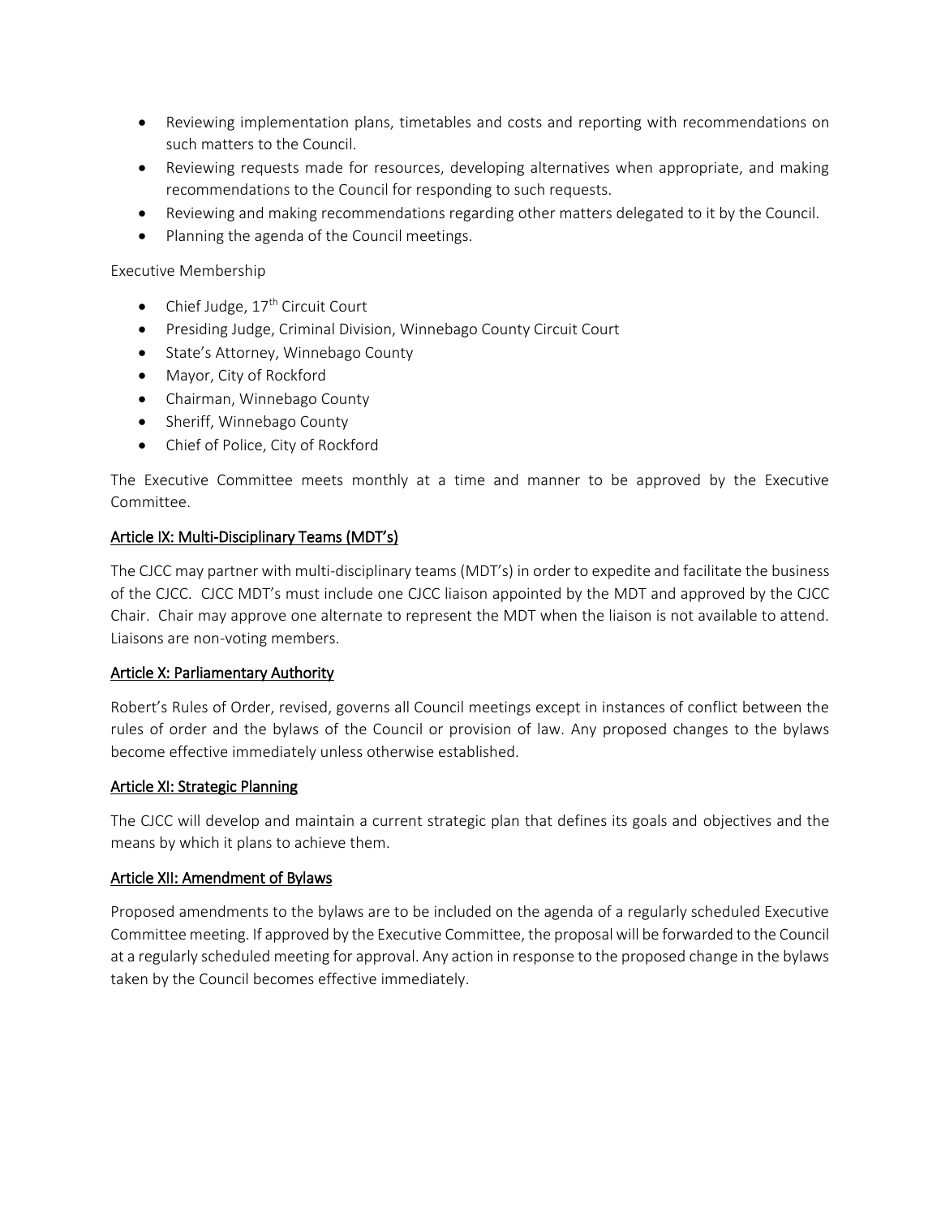- Reviewing implementation plans, timetables and costs and reporting with recommendations on such matters to the Council.
- Reviewing requests made for resources, developing alternatives when appropriate, and making recommendations to the Council for responding to such requests.
- Reviewing and making recommendations regarding other matters delegated to it by the Council.
- Planning the agenda of the Council meetings.

Executive Membership

- Chief Judge, 17th Circuit Court
- Presiding Judge, Criminal Division, Winnebago County Circuit Court
- State's Attorney, Winnebago County
- Mayor, City of Rockford
- Chairman, Winnebago County
- Sheriff, Winnebago County
- Chief of Police, City of Rockford

The Executive Committee meets monthly at a time and manner to be approved by the Executive Committee.

## Article IX: Multi-Disciplinary Teams (MDT's)

The CJCC may partner with multi-disciplinary teams (MDT's) in order to expedite and facilitate the business of the CJCC. CJCC MDT's must include one CJCC liaison appointed by the MDT and approved by the CJCC Chair. Chair may approve one alternate to represent the MDT when the liaison is not available to attend. Liaisons are non-voting members.

## Article X: Parliamentary Authority

Robert's Rules of Order, revised, governs all Council meetings except in instances of conflict between the rules of order and the bylaws of the Council or provision of law. Any proposed changes to the bylaws become effective immediately unless otherwise established.

## Article XI: Strategic Planning

The CJCC will develop and maintain a current strategic plan that defines its goals and objectives and the means by which it plans to achieve them.

## Article XII: Amendment of Bylaws

Proposed amendments to the bylaws are to be included on the agenda of a regularly scheduled Executive Committee meeting. If approved by the Executive Committee, the proposal will be forwarded to the Council at a regularly scheduled meeting for approval. Any action in response to the proposed change in the bylaws taken by the Council becomes effective immediately.